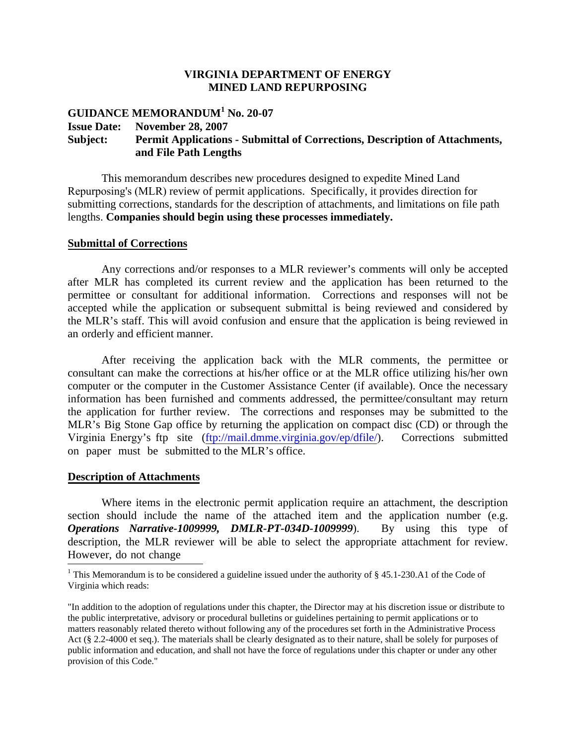**VIRGINIA DEPARTMENT OF ENERGY**
**MINED LAND REPURPOSING**

**GUIDANCE MEMORANDUM[1] No. 20-07**
**Issue Date: November 28, 2007**
**Subject: Permit Applications - Submittal of Corrections, Description of Attachments, and File Path Lengths**

This memorandum describes new procedures designed to expedite Mined Land Repurposing's (MLR) review of permit applications. Specifically, it provides direction for submitting corrections, standards for the description of attachments, and limitations on file path lengths. **Companies should begin using these processes immediately.**

## Submittal of Corrections

Any corrections and/or responses to a MLR reviewer's comments will only be accepted after MLR has completed its current review and the application has been returned to the permittee or consultant for additional information. Corrections and responses will not be accepted while the application or subsequent submittal is being reviewed and considered by the MLR's staff. This will avoid confusion and ensure that the application is being reviewed in an orderly and efficient manner.

After receiving the application back with the MLR comments, the permittee or consultant can make the corrections at his/her office or at the MLR office utilizing his/her own computer or the computer in the Customer Assistance Center (if available). Once the necessary information has been furnished and comments addressed, the permittee/consultant may return the application for further review. The corrections and responses may be submitted to the MLR's Big Stone Gap office by returning the application on compact disc (CD) or through the Virginia Energy's ftp site (ftp://mail.dmme.virginia.gov/ep/dfile/). Corrections submitted on paper must be submitted to the MLR's office.

## Description of Attachments

Where items in the electronic permit application require an attachment, the description section should include the name of the attached item and the application number (e.g. ***Operations Narrative-1009999, DMLR-PT-034D-1009999***). By using this type of description, the MLR reviewer will be able to select the appropriate attachment for review. However, do not change

[1] This Memorandum is to be considered a guideline issued under the authority of § 45.1-230.A1 of the Code of Virginia which reads:

"In addition to the adoption of regulations under this chapter, the Director may at his discretion issue or distribute to the public interpretative, advisory or procedural bulletins or guidelines pertaining to permit applications or to matters reasonably related thereto without following any of the procedures set forth in the Administrative Process Act (§ 2.2-4000 et seq.). The materials shall be clearly designated as to their nature, shall be solely for purposes of public information and education, and shall not have the force of regulations under this chapter or under any other provision of this Code."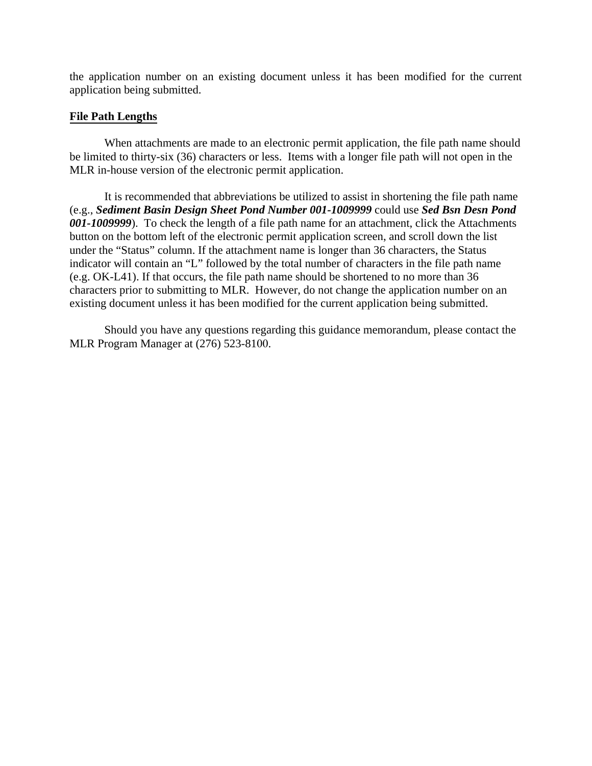the application number on an existing document unless it has been modified for the current application being submitted.

**File Path Lengths**

When attachments are made to an electronic permit application, the file path name should be limited to thirty-six (36) characters or less. Items with a longer file path will not open in the MLR in-house version of the electronic permit application.

It is recommended that abbreviations be utilized to assist in shortening the file path name (e.g., ***Sediment Basin Design Sheet Pond Number 001-1009999*** could use ***Sed Bsn Desn Pond 001-1009999***). To check the length of a file path name for an attachment, click the Attachments button on the bottom left of the electronic permit application screen, and scroll down the list under the "Status" column. If the attachment name is longer than 36 characters, the Status indicator will contain an "L" followed by the total number of characters in the file path name (e.g. OK-L41). If that occurs, the file path name should be shortened to no more than 36 characters prior to submitting to MLR. However, do not change the application number on an existing document unless it has been modified for the current application being submitted.

Should you have any questions regarding this guidance memorandum, please contact the MLR Program Manager at (276) 523-8100.